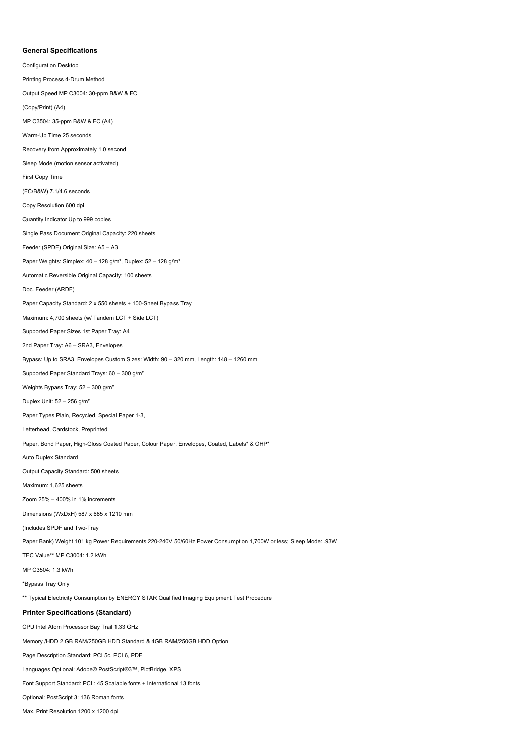## General Specifications

Configuration Desktop

Printing Process 4-Drum Method

Output Speed MP C3004: 30-ppm B&W & FC

(Copy/Print) (A4)

MP C3504: 35-ppm B&W & FC (A4)

Warm-Up Time 25 seconds

Recovery from Approximately 1.0 second

Sleep Mode (motion sensor activated)

First Copy Time

(FC/B&W) 7.1/4.6 seconds

Copy Resolution 600 dpi

Quantity Indicator Up to 999 copies

Single Pass Document Original Capacity: 220 sheets

Feeder (SPDF) Original Size: A5 – A3

Paper Weights: Simplex: 40 – 128 g/m², Duplex: 52 – 128 g/m²

Automatic Reversible Original Capacity: 100 sheets

Doc. Feeder (ARDF)

Paper Capacity Standard: 2 x 550 sheets + 100-Sheet Bypass Tray

Maximum: 4,700 sheets (w/ Tandem LCT + Side LCT)

Supported Paper Sizes 1st Paper Tray: A4

2nd Paper Tray: A6 – SRA3, Envelopes

Bypass: Up to SRA3, Envelopes Custom Sizes: Width: 90 – 320 mm, Length: 148 – 1260 mm

Supported Paper Standard Trays: 60 – 300 g/m²

Weights Bypass Tray: 52 – 300 g/m²

Duplex Unit: 52 – 256 g/m²

Paper Types Plain, Recycled, Special Paper 1-3,

Letterhead, Cardstock, Preprinted

Paper, Bond Paper, High-Gloss Coated Paper, Colour Paper, Envelopes, Coated, Labels* & OHP*

Auto Duplex Standard

Output Capacity Standard: 500 sheets

Maximum: 1,625 sheets

Zoom 25% – 400% in 1% increments

Dimensions (WxDxH) 587 x 685 x 1210 mm

(Includes SPDF and Two-Tray

Paper Bank) Weight 101 kg Power Requirements 220-240V 50/60Hz Power Consumption 1,700W or less; Sleep Mode: .93W

TEC Value** MP C3004: 1.2 kWh

MP C3504: 1.3 kWh

*Bypass Tray Only

** Typical Electricity Consumption by ENERGY STAR Qualified Imaging Equipment Test Procedure

## Printer Specifications (Standard)

CPU Intel Atom Processor Bay Trail 1.33 GHz

Memory /HDD 2 GB RAM/250GB HDD Standard & 4GB RAM/250GB HDD Option

Page Description Standard: PCL5c, PCL6, PDF

Languages Optional: Adobe® PostScript®3™, PictBridge, XPS

Font Support Standard: PCL: 45 Scalable fonts + International 13 fonts

Optional: PostScript 3: 136 Roman fonts

Max. Print Resolution 1200 x 1200 dpi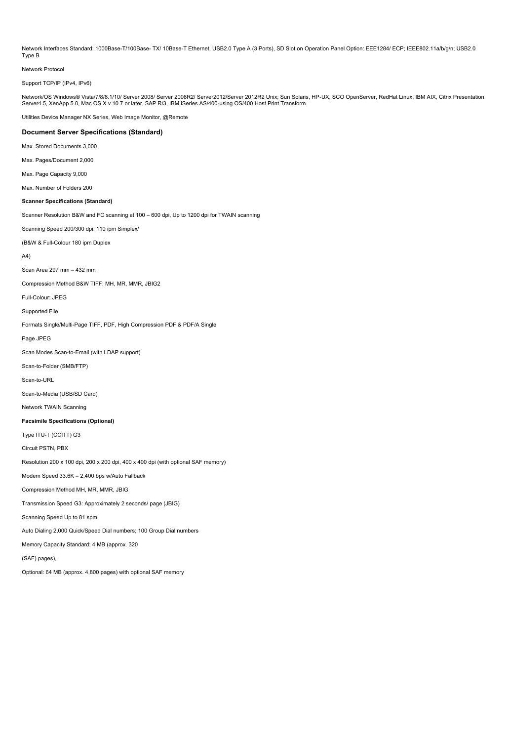Network Interfaces Standard: 1000Base-T/100Base- TX/ 10Base-T Ethernet, USB2.0 Type A (3 Ports), SD Slot on Operation Panel Option: EEE1284/ ECP; IEEE802.11a/b/g/n; USB2.0 Type B

Network Protocol

Support TCP/IP (IPv4, IPv6)

Network/OS Windows® Vista/7/8/8.1/10/ Server 2008/ Server 2008R2/ Server2012/Server 2012R2 Unix; Sun Solaris, HP-UX, SCO OpenServer, RedHat Linux, IBM AIX, Citrix Presentation Server4.5, XenApp 5.0, Mac OS X v.10.7 or later, SAP R/3, IBM iSeries AS/400-using OS/400 Host Print Transform

Utilities Device Manager NX Series, Web Image Monitor, @Remote

### Document Server Specifications (Standard)

Max. Stored Documents 3,000

Max. Pages/Document 2,000

Max. Page Capacity 9,000

Max. Number of Folders 200

#### Scanner Specifications (Standard)

Scanner Resolution B&W and FC scanning at 100 – 600 dpi, Up to 1200 dpi for TWAIN scanning

Scanning Speed 200/300 dpi: 110 ipm Simplex/

(B&W & Full-Colour 180 ipm Duplex

A4)

Scan Area 297 mm – 432 mm

Compression Method B&W TIFF: MH, MR, MMR, JBIG2

Full-Colour: JPEG

Supported File

Formats Single/Multi-Page TIFF, PDF, High Compression PDF & PDF/A Single

Page JPEG

Scan Modes Scan-to-Email (with LDAP support)

Scan-to-Folder (SMB/FTP)

Scan-to-URL

Scan-to-Media (USB/SD Card)

Network TWAIN Scanning

#### Facsimile Specifications (Optional)

Type ITU-T (CCITT) G3

Circuit PSTN, PBX

Resolution 200 x 100 dpi, 200 x 200 dpi, 400 x 400 dpi (with optional SAF memory)

Modem Speed 33.6K – 2,400 bps w/Auto Fallback

Compression Method MH, MR, MMR, JBIG

Transmission Speed G3: Approximately 2 seconds/ page (JBIG)

Scanning Speed Up to 81 spm

Auto Dialing 2,000 Quick/Speed Dial numbers; 100 Group Dial numbers

Memory Capacity Standard: 4 MB (approx. 320

(SAF) pages),

Optional: 64 MB (approx. 4,800 pages) with optional SAF memory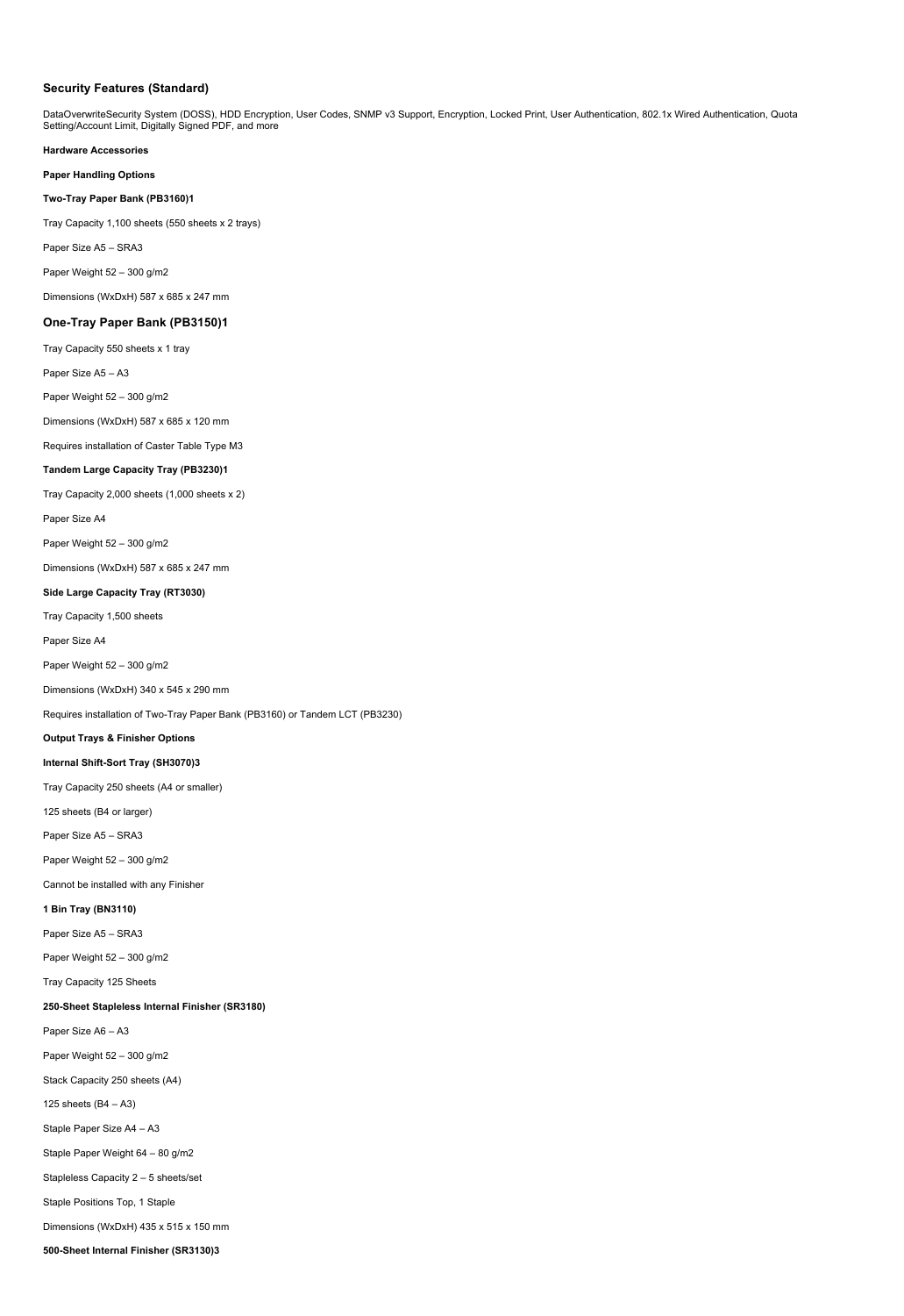### Security Features (Standard)

DataOverwriteSecurity System (DOSS), HDD Encryption, User Codes, SNMP v3 Support, Encryption, Locked Print, User Authentication, 802.1x Wired Authentication, Quota Setting/Account Limit, Digitally Signed PDF, and more

**Hardware Accessories**

**Paper Handling Options**

**Two-Tray Paper Bank (PB3160)1**

Tray Capacity 1,100 sheets (550 sheets x 2 trays)

Paper Size A5 – SRA3

Paper Weight 52 – 300 g/m2

Dimensions (WxDxH) 587 x 685 x 247 mm

### One-Tray Paper Bank (PB3150)1

Tray Capacity 550 sheets x 1 tray

Paper Size A5 – A3

Paper Weight 52 – 300 g/m2

Dimensions (WxDxH) 587 x 685 x 120 mm

Requires installation of Caster Table Type M3

**Tandem Large Capacity Tray (PB3230)1**

Tray Capacity 2,000 sheets (1,000 sheets x 2)

Paper Size A4

Paper Weight 52 – 300 g/m2

Dimensions (WxDxH) 587 x 685 x 247 mm

**Side Large Capacity Tray (RT3030)**

Tray Capacity 1,500 sheets

Paper Size A4

Paper Weight 52 – 300 g/m2

Dimensions (WxDxH) 340 x 545 x 290 mm

Requires installation of Two-Tray Paper Bank (PB3160) or Tandem LCT (PB3230)

**Output Trays & Finisher Options**

**Internal Shift-Sort Tray (SH3070)3**

Tray Capacity 250 sheets (A4 or smaller)

125 sheets (B4 or larger)

Paper Size A5 – SRA3

Paper Weight 52 – 300 g/m2

Cannot be installed with any Finisher

**1 Bin Tray (BN3110)**

Paper Size A5 – SRA3

Paper Weight 52 – 300 g/m2

Tray Capacity 125 Sheets

**250-Sheet Stapleless Internal Finisher (SR3180)**

Paper Size A6 – A3

Paper Weight 52 – 300 g/m2

Stack Capacity 250 sheets (A4)

125 sheets (B4 – A3)

Staple Paper Size A4 – A3

Staple Paper Weight 64 – 80 g/m2

Stapleless Capacity 2 – 5 sheets/set

Staple Positions Top, 1 Staple

Dimensions (WxDxH) 435 x 515 x 150 mm

**500-Sheet Internal Finisher (SR3130)3**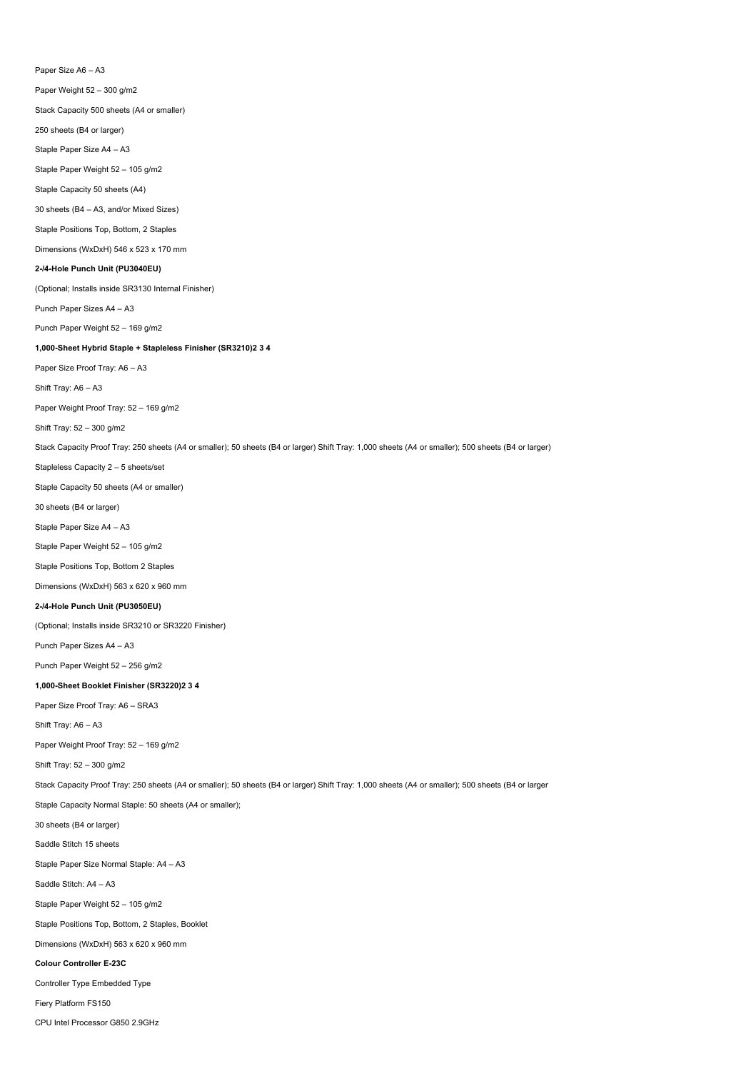Paper Size A6 – A3

Paper Weight 52 – 300 g/m2

Stack Capacity 500 sheets (A4 or smaller)

250 sheets (B4 or larger)

Staple Paper Size A4 – A3

Staple Paper Weight 52 – 105 g/m2

Staple Capacity 50 sheets (A4)

30 sheets (B4 – A3, and/or Mixed Sizes)

Staple Positions Top, Bottom, 2 Staples

Dimensions (WxDxH) 546 x 523 x 170 mm

**2-/4-Hole Punch Unit (PU3040EU)**

(Optional; Installs inside SR3130 Internal Finisher)

Punch Paper Sizes A4 – A3

Punch Paper Weight 52 – 169 g/m2

**1,000-Sheet Hybrid Staple + Stapleless Finisher (SR3210)2 3 4**

Paper Size Proof Tray: A6 – A3

Shift Tray: A6 – A3

Paper Weight Proof Tray: 52 – 169 g/m2

Shift Tray: 52 – 300 g/m2

Stack Capacity Proof Tray: 250 sheets (A4 or smaller); 50 sheets (B4 or larger) Shift Tray: 1,000 sheets (A4 or smaller); 500 sheets (B4 or larger)

Stapleless Capacity 2 – 5 sheets/set

Staple Capacity 50 sheets (A4 or smaller)

30 sheets (B4 or larger)

Staple Paper Size A4 – A3

Staple Paper Weight 52 – 105 g/m2

Staple Positions Top, Bottom 2 Staples

Dimensions (WxDxH) 563 x 620 x 960 mm

**2-/4-Hole Punch Unit (PU3050EU)**

(Optional; Installs inside SR3210 or SR3220 Finisher)

Punch Paper Sizes A4 – A3

Punch Paper Weight 52 – 256 g/m2

**1,000-Sheet Booklet Finisher (SR3220)2 3 4**

Paper Size Proof Tray: A6 – SRA3

Shift Tray: A6 – A3

Paper Weight Proof Tray: 52 – 169 g/m2

Shift Tray: 52 – 300 g/m2

Stack Capacity Proof Tray: 250 sheets (A4 or smaller); 50 sheets (B4 or larger) Shift Tray: 1,000 sheets (A4 or smaller); 500 sheets (B4 or larger

Staple Capacity Normal Staple: 50 sheets (A4 or smaller);

30 sheets (B4 or larger)

Saddle Stitch 15 sheets

Staple Paper Size Normal Staple: A4 – A3

Saddle Stitch: A4 – A3

Staple Paper Weight 52 – 105 g/m2

Staple Positions Top, Bottom, 2 Staples, Booklet

Dimensions (WxDxH) 563 x 620 x 960 mm

**Colour Controller E-23C**

Controller Type Embedded Type

Fiery Platform FS150

CPU Intel Processor G850 2.9GHz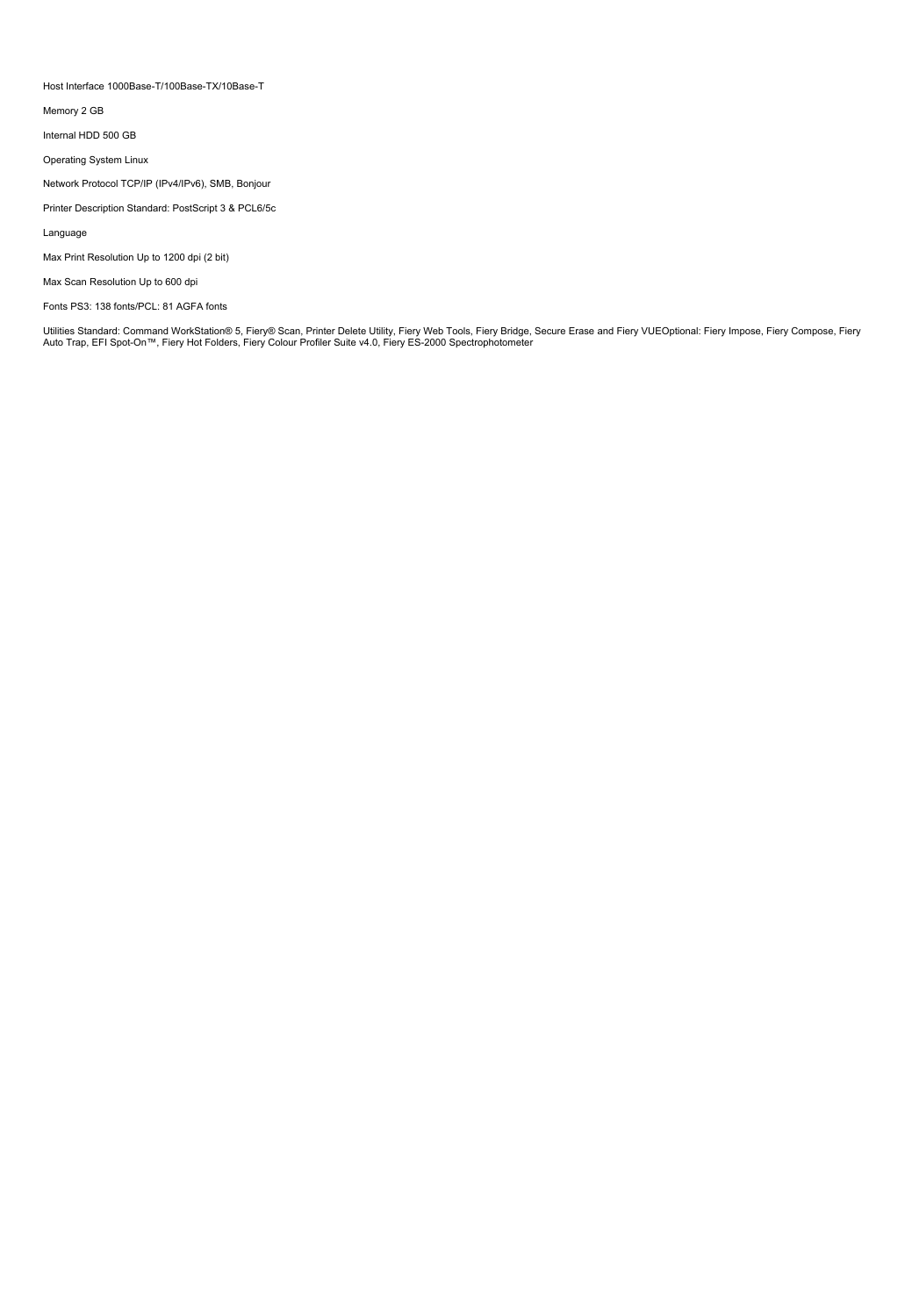Host Interface 1000Base-T/100Base-TX/10Base-T

Memory 2 GB

Internal HDD 500 GB

Operating System Linux

Network Protocol TCP/IP (IPv4/IPv6), SMB, Bonjour

Printer Description Standard: PostScript 3 & PCL6/5c

Language

Max Print Resolution Up to 1200 dpi (2 bit)

Max Scan Resolution Up to 600 dpi

Fonts PS3: 138 fonts/PCL: 81 AGFA fonts

Utilities Standard: Command WorkStation® 5, Fiery® Scan, Printer Delete Utility, Fiery Web Tools, Fiery Bridge, Secure Erase and Fiery VUEOptional: Fiery Impose, Fiery Compose, Fiery Auto Trap, EFI Spot-On™, Fiery Hot Folders, Fiery Colour Profiler Suite v4.0, Fiery ES-2000 Spectrophotometer